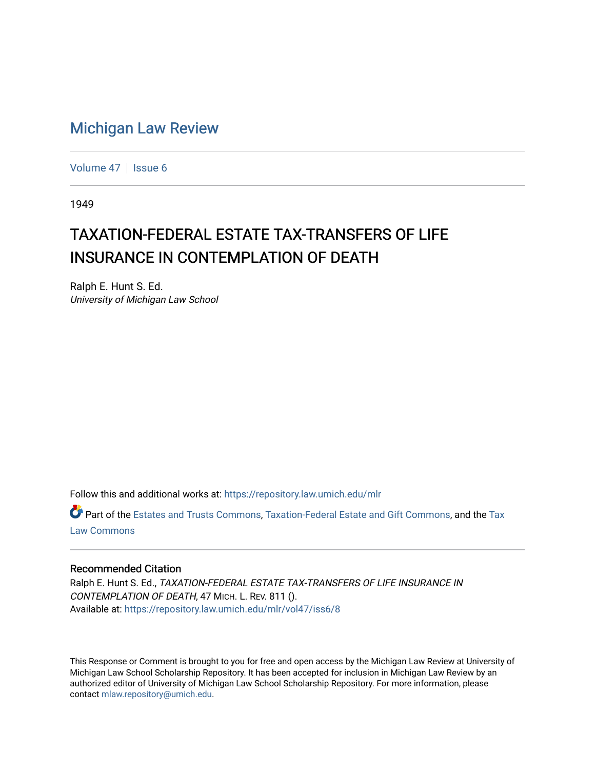# Michigan Law Review

Volume 47 | Issue 6

1949

## TAXATION-FEDERAL ESTATE TAX-TRANSFERS OF LIFE INSURANCE IN CONTEMPLATION OF DEATH

Ralph E. Hunt S. Ed.
*University of Michigan Law School*

Follow this and additional works at: https://repository.law.umich.edu/mlr

Part of the Estates and Trusts Commons, Taxation-Federal Estate and Gift Commons, and the Tax Law Commons

### Recommended Citation

Ralph E. Hunt S. Ed., *TAXATION-FEDERAL ESTATE TAX-TRANSFERS OF LIFE INSURANCE IN CONTEMPLATION OF DEATH*, 47 MICH. L. REV. 811 ().
Available at: https://repository.law.umich.edu/mlr/vol47/iss6/8

This Response or Comment is brought to you for free and open access by the Michigan Law Review at University of Michigan Law School Scholarship Repository. It has been accepted for inclusion in Michigan Law Review by an authorized editor of University of Michigan Law School Scholarship Repository. For more information, please contact mlaw.repository@umich.edu.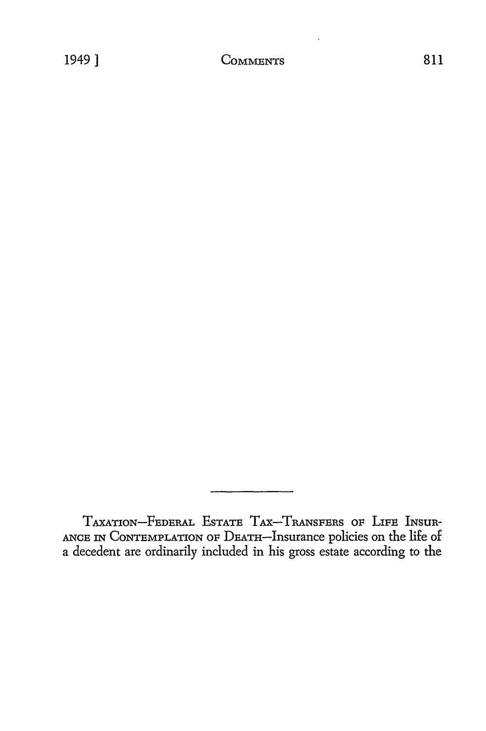---

TAXATION—FEDERAL ESTATE TAX—TRANSFERS OF LIFE INSURANCE IN CONTEMPLATION OF DEATH—Insurance policies on the life of a decedent are ordinarily included in his gross estate according to the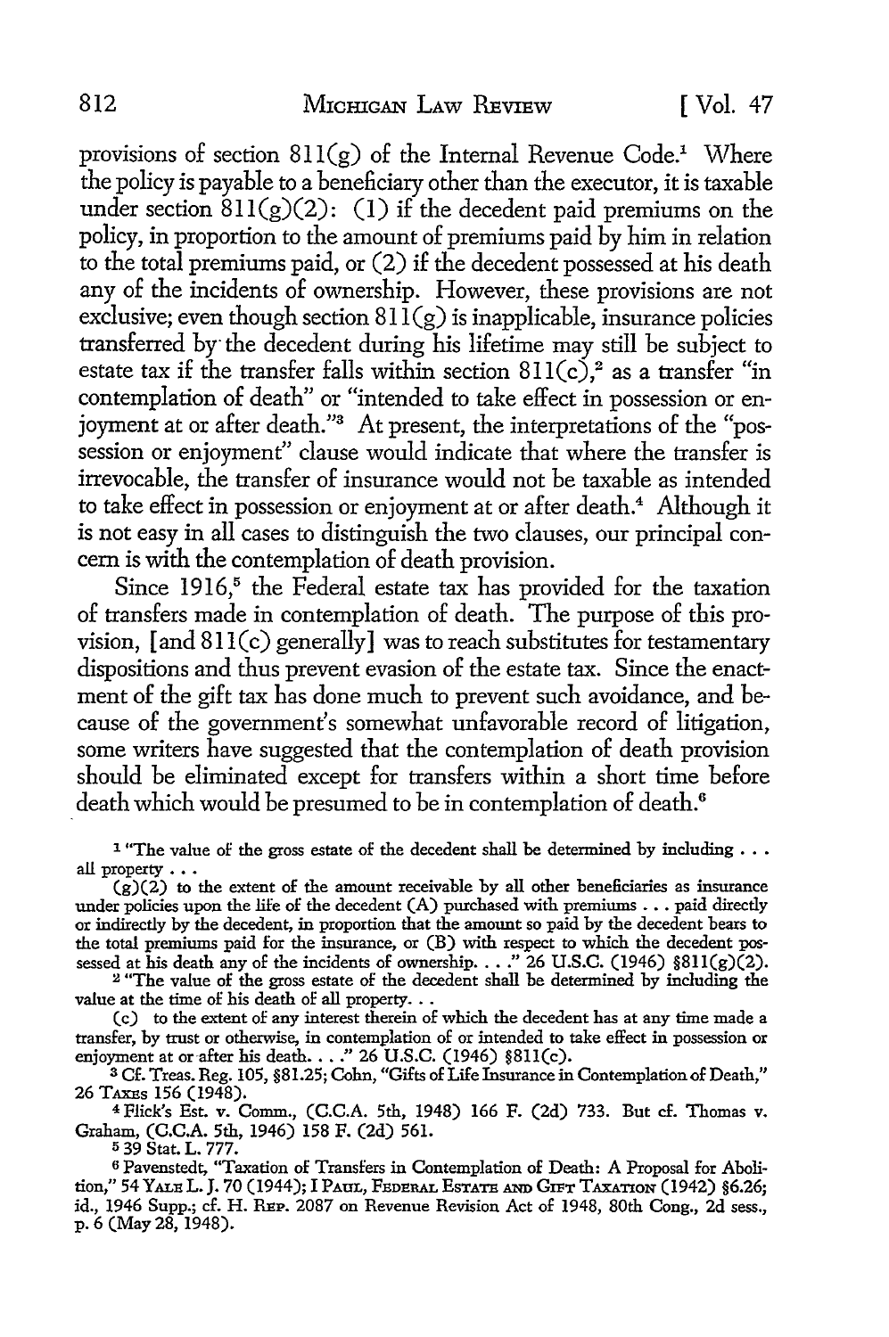provisions of section 811(g) of the Internal Revenue Code.[1] Where the policy is payable to a beneficiary other than the executor, it is taxable under section 811(g)(2): (1) if the decedent paid premiums on the policy, in proportion to the amount of premiums paid by him in relation to the total premiums paid, or (2) if the decedent possessed at his death any of the incidents of ownership. However, these provisions are not exclusive; even though section 811(g) is inapplicable, insurance policies transferred by the decedent during his lifetime may still be subject to estate tax if the transfer falls within section 811(c),[2] as a transfer "in contemplation of death" or "intended to take effect in possession or enjoyment at or after death."[3] At present, the interpretations of the "possession or enjoyment" clause would indicate that where the transfer is irrevocable, the transfer of insurance would not be taxable as intended to take effect in possession or enjoyment at or after death.[4] Although it is not easy in all cases to distinguish the two clauses, our principal concern is with the contemplation of death provision.

Since 1916,[5] the Federal estate tax has provided for the taxation of transfers made in contemplation of death. The purpose of this provision, [and 811(c) generally] was to reach substitutes for testamentary dispositions and thus prevent evasion of the estate tax. Since the enactment of the gift tax has done much to prevent such avoidance, and because of the government's somewhat unfavorable record of litigation, some writers have suggested that the contemplation of death provision should be eliminated except for transfers within a short time before death which would be presumed to be in contemplation of death.[6]

---

[1] "The value of the gross estate of the decedent shall be determined by including . . . all property . . .

(g)(2) to the extent of the amount receivable by all other beneficiaries as insurance under policies upon the life of the decedent (A) purchased with premiums . . . paid directly or indirectly by the decedent, in proportion that the amount so paid by the decedent bears to the total premiums paid for the insurance, or (B) with respect to which the decedent possessed at his death any of the incidents of ownership. . . ." 26 U.S.C. (1946) §811(g)(2).

[2] "The value of the gross estate of the decedent shall be determined by including the value at the time of his death of all property. . .

(c) to the extent of any interest therein of which the decedent has at any time made a transfer, by trust or otherwise, in contemplation of or intended to take effect in possession or enjoyment at or after his death. . . ." 26 U.S.C. (1946) §811(c).

[3] Cf. Treas. Reg. 105, §81.25; Cohn, "Gifts of Life Insurance in Contemplation of Death," 26 TAXES 156 (1948).

[4] Flick's Est. v. Comm., (C.C.A. 5th, 1948) 166 F. (2d) 733. But cf. Thomas v. Graham, (C.C.A. 5th, 1946) 158 F. (2d) 561.

[5] 39 Stat. L. 777.

[6] Pavenstedt, "Taxation of Transfers in Contemplation of Death: A Proposal for Abolition," 54 YALE L. J. 70 (1944); I PAUL, FEDERAL ESTATE AND GIFT TAXATION (1942) §6.26; id., 1946 Supp.; cf. H. REP. 2087 on Revenue Revision Act of 1948, 80th Cong., 2d sess., p. 6 (May 28, 1948).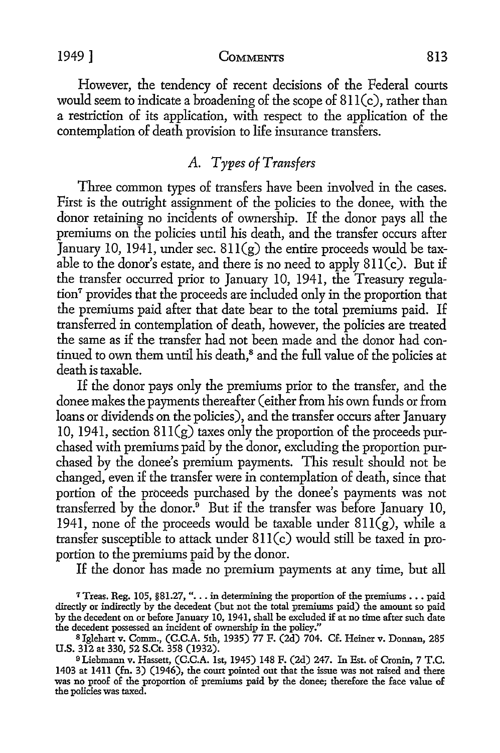However, the tendency of recent decisions of the Federal courts would seem to indicate a broadening of the scope of 811(c), rather than a restriction of its application, with respect to the application of the contemplation of death provision to life insurance transfers.

### *A. Types of Transfers*

Three common types of transfers have been involved in the cases. First is the outright assignment of the policies to the donee, with the donor retaining no incidents of ownership. If the donor pays all the premiums on the policies until his death, and the transfer occurs after January 10, 1941, under sec. 811(g) the entire proceeds would be taxable to the donor's estate, and there is no need to apply 811(c). But if the transfer occurred prior to January 10, 1941, the Treasury regulation[7] provides that the proceeds are included only in the proportion that the premiums paid after that date bear to the total premiums paid. If transferred in contemplation of death, however, the policies are treated the same as if the transfer had not been made and the donor had continued to own them until his death,[8] and the full value of the policies at death is taxable.

If the donor pays only the premiums prior to the transfer, and the donee makes the payments thereafter (either from his own funds or from loans or dividends on the policies), and the transfer occurs after January 10, 1941, section 811(g) taxes only the proportion of the proceeds purchased with premiums paid by the donor, excluding the proportion purchased by the donee's premium payments. This result should not be changed, even if the transfer were in contemplation of death, since that portion of the proceeds purchased by the donee's payments was not transferred by the donor.[9] But if the transfer was before January 10, 1941, none of the proceeds would be taxable under 811(g), while a transfer susceptible to attack under 811(c) would still be taxed in proportion to the premiums paid by the donor.

If the donor has made no premium payments at any time, but all

---

[7] Treas. Reg. 105, §81.27, ". . . in determining the proportion of the premiums . . . paid directly or indirectly by the decedent (but not the total premiums paid) the amount so paid by the decedent on or before January 10, 1941, shall be excluded if at no time after such date the decedent possessed an incident of ownership in the policy."

[8] Iglehart v. Comm., (C.C.A. 5th, 1935) 77 F. (2d) 704. Cf. Heiner v. Donnan, 285 U.S. 312 at 330, 52 S.Ct. 358 (1932).

[9] Liebmann v. Hassett, (C.C.A. 1st, 1945) 148 F. (2d) 247. In Est. of Cronin, 7 T.C. 1403 at 1411 (fn. 3) (1946), the court pointed out that the issue was not raised and there was no proof of the proportion of premiums paid by the donee; therefore the face value of the policies was taxed.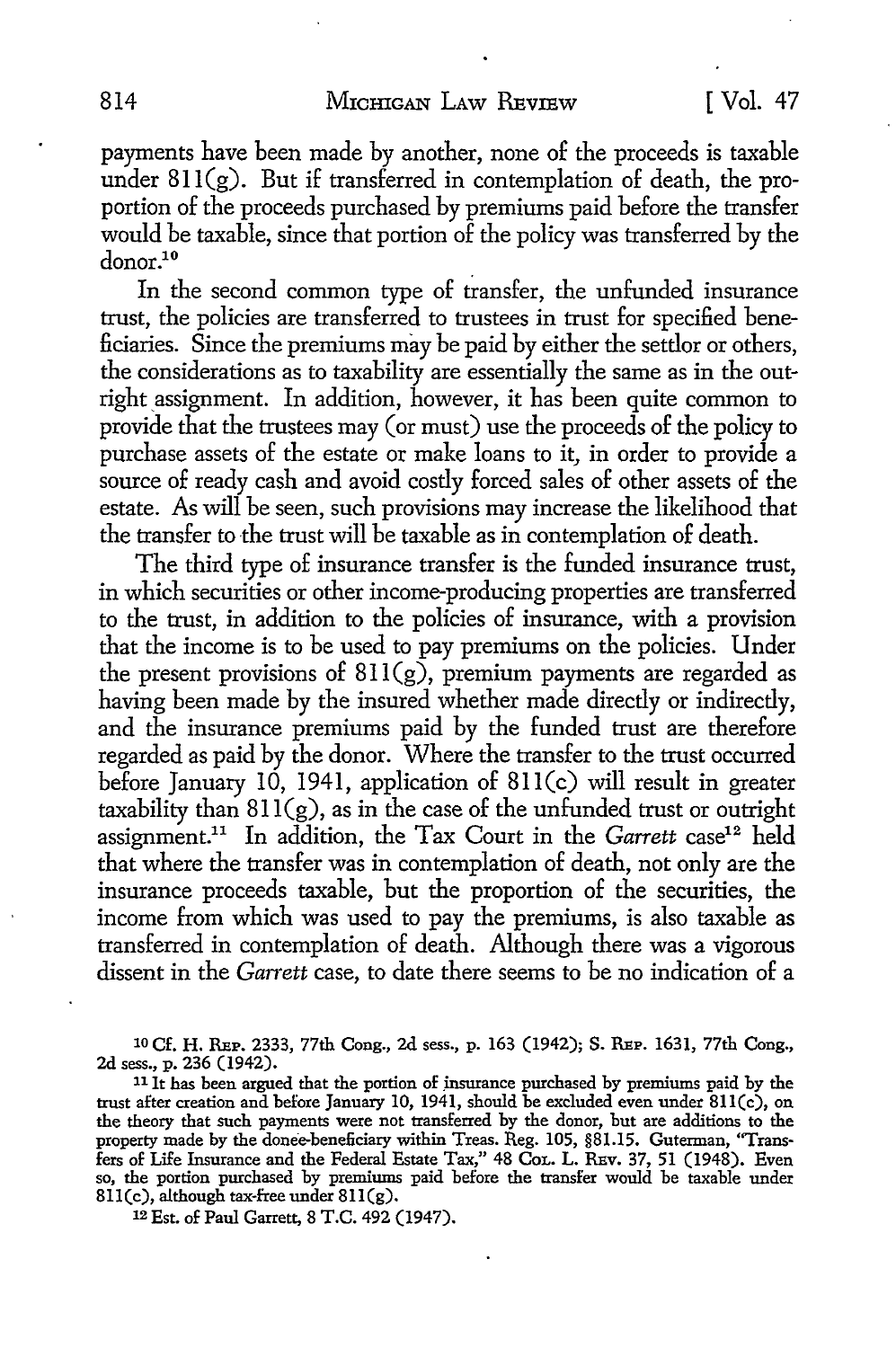payments have been made by another, none of the proceeds is taxable under 811(g). But if transferred in contemplation of death, the proportion of the proceeds purchased by premiums paid before the transfer would be taxable, since that portion of the policy was transferred by the donor.[10]

In the second common type of transfer, the unfunded insurance trust, the policies are transferred to trustees in trust for specified beneficiaries. Since the premiums may be paid by either the settlor or others, the considerations as to taxability are essentially the same as in the outright assignment. In addition, however, it has been quite common to provide that the trustees may (or must) use the proceeds of the policy to purchase assets of the estate or make loans to it, in order to provide a source of ready cash and avoid costly forced sales of other assets of the estate. As will be seen, such provisions may increase the likelihood that the transfer to the trust will be taxable as in contemplation of death.

The third type of insurance transfer is the funded insurance trust, in which securities or other income-producing properties are transferred to the trust, in addition to the policies of insurance, with a provision that the income is to be used to pay premiums on the policies. Under the present provisions of 811(g), premium payments are regarded as having been made by the insured whether made directly or indirectly, and the insurance premiums paid by the funded trust are therefore regarded as paid by the donor. Where the transfer to the trust occurred before January 10, 1941, application of 811(c) will result in greater taxability than 811(g), as in the case of the unfunded trust or outright assignment.[11] In addition, the Tax Court in the *Garrett* case[12] held that where the transfer was in contemplation of death, not only are the insurance proceeds taxable, but the proportion of the securities, the income from which was used to pay the premiums, is also taxable as transferred in contemplation of death. Although there was a vigorous dissent in the *Garrett* case, to date there seems to be no indication of a

---

[10] Cf. H. REP. 2333, 77th Cong., 2d sess., p. 163 (1942); S. REP. 1631, 77th Cong., 2d sess., p. 236 (1942).

[11] It has been argued that the portion of insurance purchased by premiums paid by the trust after creation and before January 10, 1941, should be excluded even under 811(c), on the theory that such payments were not transferred by the donor, but are additions to the property made by the donee-beneficiary within Treas. Reg. 105, §81.15. Guterman, "Transfers of Life Insurance and the Federal Estate Tax," 48 COL. L. REV. 37, 51 (1948). Even so, the portion purchased by premiums paid before the transfer would be taxable under 811(c), although tax-free under 811(g).

[12] Est. of Paul Garrett, 8 T.C. 492 (1947).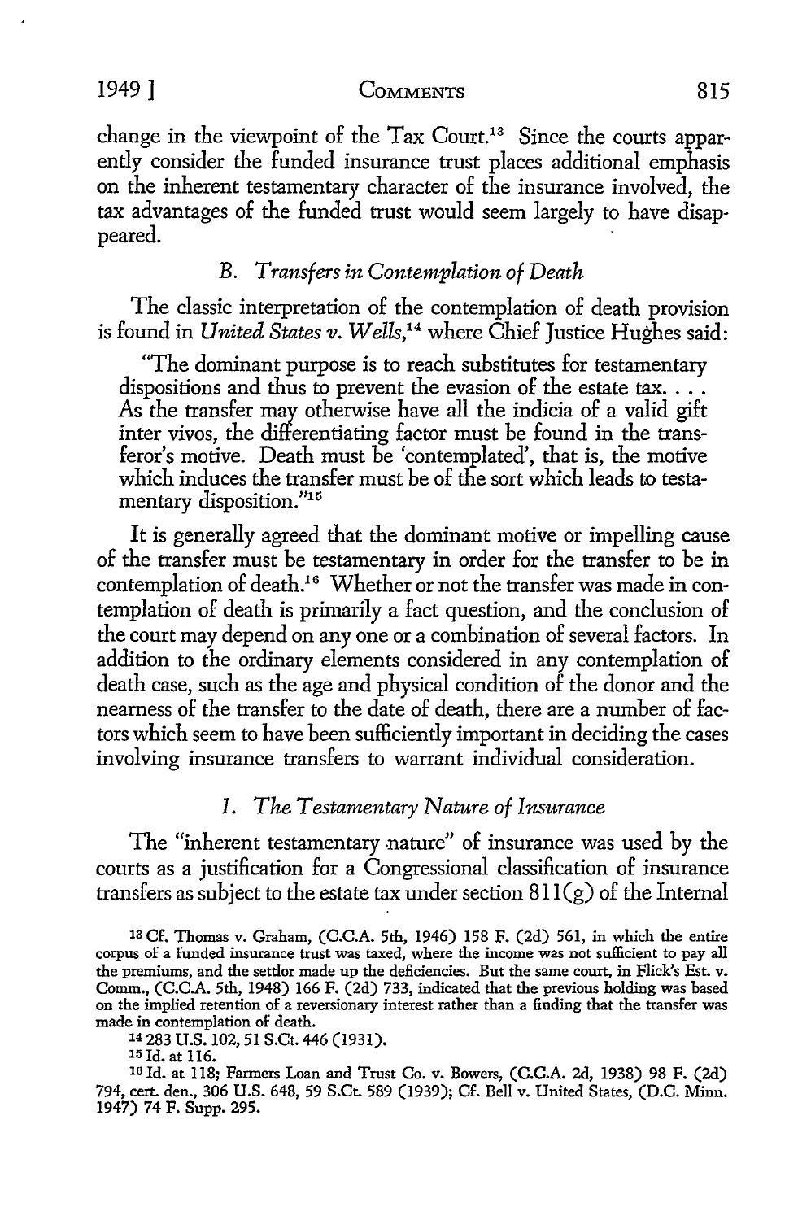change in the viewpoint of the Tax Court.[13] Since the courts apparently consider the funded insurance trust places additional emphasis on the inherent testamentary character of the insurance involved, the tax advantages of the funded trust would seem largely to have disappeared.

### B. *Transfers in Contemplation of Death*

The classic interpretation of the contemplation of death provision is found in *United States v. Wells,*[14] where Chief Justice Hughes said:

> "The dominant purpose is to reach substitutes for testamentary dispositions and thus to prevent the evasion of the estate tax. . . . As the transfer may otherwise have all the indicia of a valid gift inter vivos, the differentiating factor must be found in the transferor's motive. Death must be 'contemplated', that is, the motive which induces the transfer must be of the sort which leads to testamentary disposition."[15]

It is generally agreed that the dominant motive or impelling cause of the transfer must be testamentary in order for the transfer to be in contemplation of death.[16] Whether or not the transfer was made in contemplation of death is primarily a fact question, and the conclusion of the court may depend on any one or a combination of several factors. In addition to the ordinary elements considered in any contemplation of death case, such as the age and physical condition of the donor and the nearness of the transfer to the date of death, there are a number of factors which seem to have been sufficiently important in deciding the cases involving insurance transfers to warrant individual consideration.

#### 1. *The Testamentary Nature of Insurance*

The "inherent testamentary nature" of insurance was used by the courts as a justification for a Congressional classification of insurance transfers as subject to the estate tax under section 811(g) of the Internal

---

[13] Cf. Thomas v. Graham, (C.C.A. 5th, 1946) 158 F. (2d) 561, in which the entire corpus of a funded insurance trust was taxed, where the income was not sufficient to pay all the premiums, and the settlor made up the deficiencies. But the same court, in Flick's Est. v. Comm., (C.C.A. 5th, 1948) 166 F. (2d) 733, indicated that the previous holding was based on the implied retention of a reversionary interest rather than a finding that the transfer was made in contemplation of death.

[14] 283 U.S. 102, 51 S.Ct. 446 (1931).

[15] Id. at 116.

[16] Id. at 118; Farmers Loan and Trust Co. v. Bowers, (C.C.A. 2d, 1938) 98 F. (2d) 794, cert. den., 306 U.S. 648, 59 S.Ct. 589 (1939); Cf. Bell v. United States, (D.C. Minn. 1947) 74 F. Supp. 295.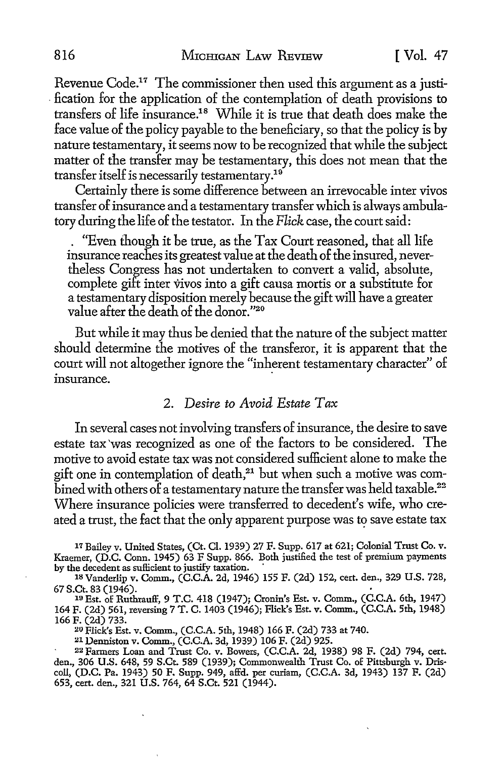Revenue Code.[17] The commissioner then used this argument as a justification for the application of the contemplation of death provisions to transfers of life insurance.[18] While it is true that death does make the face value of the policy payable to the beneficiary, so that the policy is by nature testamentary, it seems now to be recognized that while the subject matter of the transfer may be testamentary, this does not mean that the transfer itself is necessarily testamentary.[19]

Certainly there is some difference between an irrevocable inter vivos transfer of insurance and a testamentary transfer which is always ambulatory during the life of the testator. In the *Flick* case, the court said:

> "Even though it be true, as the Tax Court reasoned, that all life insurance reaches its greatest value at the death of the insured, nevertheless Congress has not undertaken to convert a valid, absolute, complete gift inter vivos into a gift causa mortis or a substitute for a testamentary disposition merely because the gift will have a greater value after the death of the donor."[20]

But while it may thus be denied that the nature of the subject matter should determine the motives of the transferor, it is apparent that the court will not altogether ignore the "inherent testamentary character" of insurance.

### 2. *Desire to Avoid Estate Tax*

In several cases not involving transfers of insurance, the desire to save estate tax was recognized as one of the factors to be considered. The motive to avoid estate tax was not considered sufficient alone to make the gift one in contemplation of death,[21] but when such a motive was combined with others of a testamentary nature the transfer was held taxable.[22] Where insurance policies were transferred to decedent's wife, who created a trust, the fact that the only apparent purpose was to save estate tax

---

[17] Bailey v. United States, (Ct. Cl. 1939) 27 F. Supp. 617 at 621; Colonial Trust Co. v. Kraemer, (D.C. Conn. 1945) 63 F Supp. 866. Both justified the test of premium payments by the decedent as sufficient to justify taxation.

[18] Vanderlip v. Comm., (C.C.A. 2d, 1946) 155 F. (2d) 152, cert. den., 329 U.S. 728, 67 S.Ct. 83 (1946).

[19] Est. of Ruthrauff, 9 T.C. 418 (1947); Cronin's Est. v. Comm., (C.C.A. 6th, 1947) 164 F. (2d) 561, reversing 7 T. C. 1403 (1946); Flick's Est. v. Comm., (C.C.A. 5th, 1948) 166 F. (2d) 733.

[20] Flick's Est. v. Comm., (C.C.A. 5th, 1948) 166 F. (2d) 733 at 740.

[21] Denniston v. Comm., (C.C.A. 3d, 1939) 106 F. (2d) 925.

[22] Farmers Loan and Trust Co. v. Bowers, (C.C.A. 2d, 1938) 98 F. (2d) 794, cert. den., 306 U.S. 648, 59 S.Ct. 589 (1939); Commonwealth Trust Co. of Pittsburgh v. Driscoll, (D.C. Pa. 1943) 50 F. Supp. 949, affd. per curiam, (C.C.A. 3d, 1943) 137 F. (2d) 653, cert. den., 321 U.S. 764, 64 S.Ct. 521 (1944).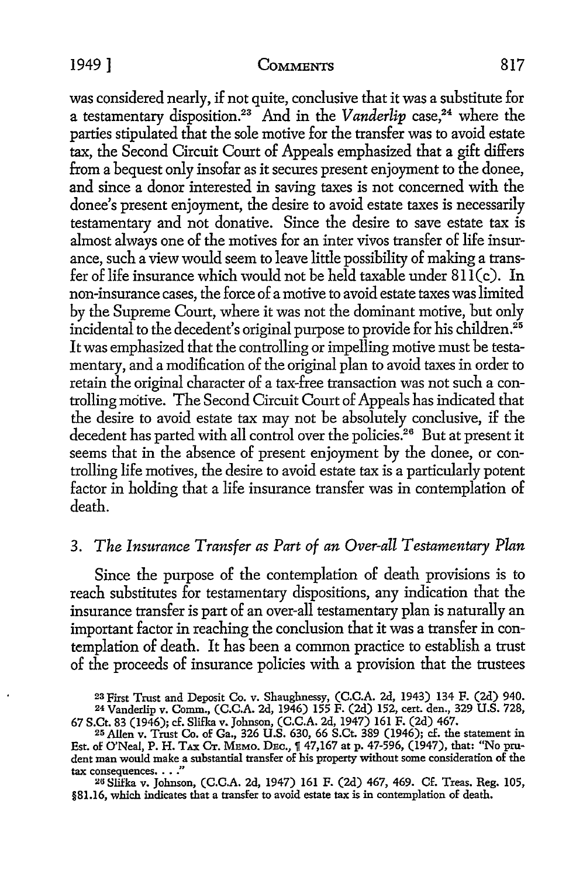was considered nearly, if not quite, conclusive that it was a substitute for a testamentary disposition.[23] And in the *Vanderlip* case,[24] where the parties stipulated that the sole motive for the transfer was to avoid estate tax, the Second Circuit Court of Appeals emphasized that a gift differs from a bequest only insofar as it secures present enjoyment to the donee, and since a donor interested in saving taxes is not concerned with the donee's present enjoyment, the desire to avoid estate taxes is necessarily testamentary and not donative. Since the desire to save estate tax is almost always one of the motives for an inter vivos transfer of life insurance, such a view would seem to leave little possibility of making a transfer of life insurance which would not be held taxable under 811(c). In non-insurance cases, the force of a motive to avoid estate taxes was limited by the Supreme Court, where it was not the dominant motive, but only incidental to the decedent's original purpose to provide for his children.[25] It was emphasized that the controlling or impelling motive must be testamentary, and a modification of the original plan to avoid taxes in order to retain the original character of a tax-free transaction was not such a controlling motive. The Second Circuit Court of Appeals has indicated that the desire to avoid estate tax may not be absolutely conclusive, if the decedent has parted with all control over the policies.[26] But at present it seems that in the absence of present enjoyment by the donee, or controlling life motives, the desire to avoid estate tax is a particularly potent factor in holding that a life insurance transfer was in contemplation of death.

### 3. *The Insurance Transfer as Part of an Over-all Testamentary Plan*

Since the purpose of the contemplation of death provisions is to reach substitutes for testamentary dispositions, any indication that the insurance transfer is part of an over-all testamentary plan is naturally an important factor in reaching the conclusion that it was a transfer in contemplation of death. It has been a common practice to establish a trust of the proceeds of insurance policies with a provision that the trustees

---

[23] First Trust and Deposit Co. v. Shaughnessy, (C.C.A. 2d, 1943) 134 F. (2d) 940.

[24] Vanderlip v. Comm., (C.C.A. 2d, 1946) 155 F. (2d) 152, cert. den., 329 U.S. 728, 67 S.Ct. 83 (1946); cf. Slifka v. Johnson, (C.C.A. 2d, 1947) 161 F. (2d) 467.

[25] Allen v. Trust Co. of Ga., 326 U.S. 630, 66 S.Ct. 389 (1946); cf. the statement in Est. of O'Neal, P. H. TAX CT. MEMO. DEC., ¶ 47,167 at p. 47-596, (1947), that: "No prudent man would make a substantial transfer of his property without some consideration of the tax consequences. . . ."

[26] Slifka v. Johnson, (C.C.A. 2d, 1947) 161 F. (2d) 467, 469. Cf. Treas. Reg. 105, §81.16, which indicates that a transfer to avoid estate tax is in contemplation of death.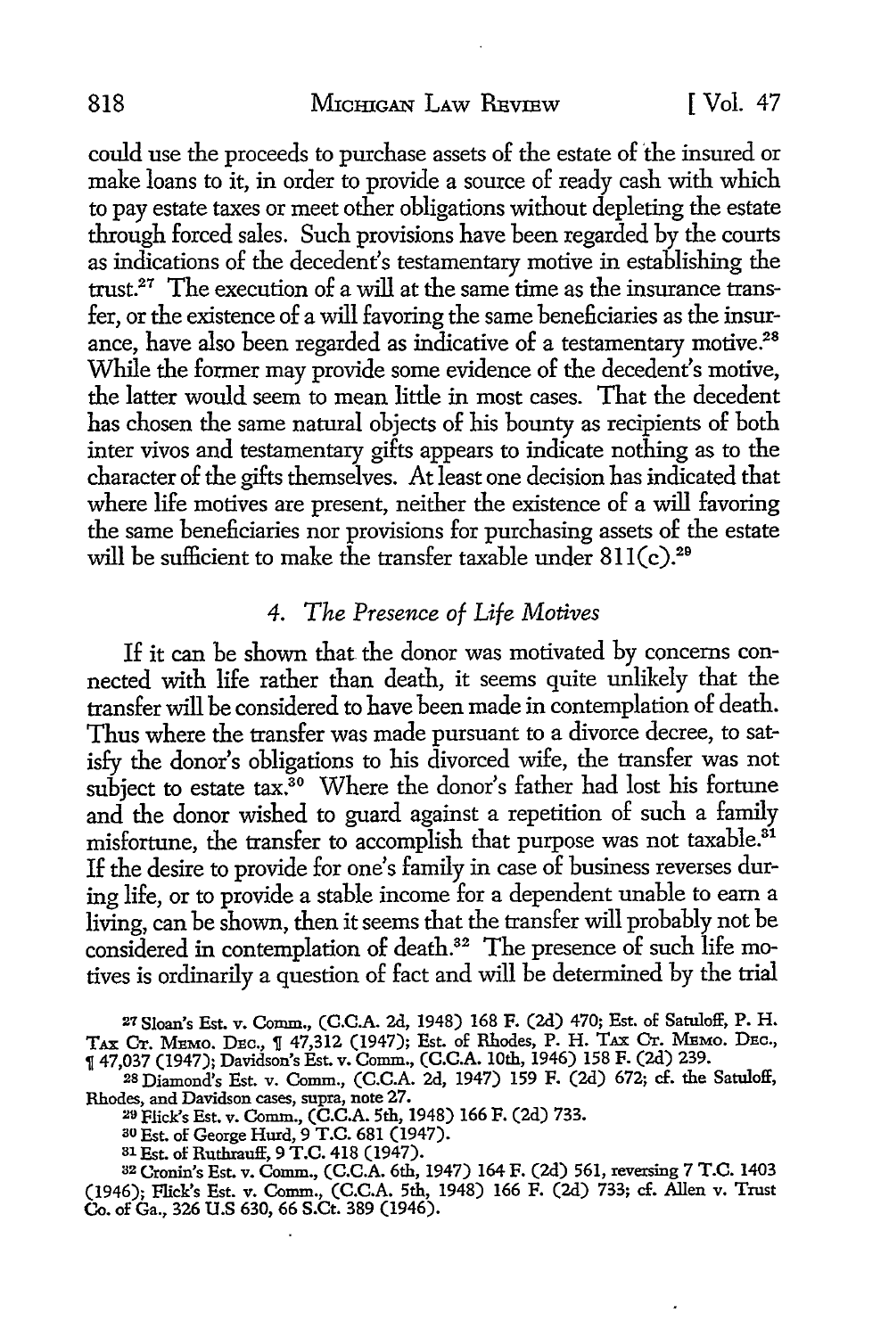could use the proceeds to purchase assets of the estate of the insured or make loans to it, in order to provide a source of ready cash with which to pay estate taxes or meet other obligations without depleting the estate through forced sales. Such provisions have been regarded by the courts as indications of the decedent's testamentary motive in establishing the trust.[27] The execution of a will at the same time as the insurance transfer, or the existence of a will favoring the same beneficiaries as the insurance, have also been regarded as indicative of a testamentary motive.[28] While the former may provide some evidence of the decedent's motive, the latter would seem to mean little in most cases. That the decedent has chosen the same natural objects of his bounty as recipients of both inter vivos and testamentary gifts appears to indicate nothing as to the character of the gifts themselves. At least one decision has indicated that where life motives are present, neither the existence of a will favoring the same beneficiaries nor provisions for purchasing assets of the estate will be sufficient to make the transfer taxable under 811(c).[29]

### 4. *The Presence of Life Motives*

If it can be shown that the donor was motivated by concerns connected with life rather than death, it seems quite unlikely that the transfer will be considered to have been made in contemplation of death. Thus where the transfer was made pursuant to a divorce decree, to satisfy the donor's obligations to his divorced wife, the transfer was not subject to estate tax.[30] Where the donor's father had lost his fortune and the donor wished to guard against a repetition of such a family misfortune, the transfer to accomplish that purpose was not taxable.[31] If the desire to provide for one's family in case of business reverses during life, or to provide a stable income for a dependent unable to earn a living, can be shown, then it seems that the transfer will probably not be considered in contemplation of death.[32] The presence of such life motives is ordinarily a question of fact and will be determined by the trial

[27] Sloan's Est. v. Comm., (C.C.A. 2d, 1948) 168 F. (2d) 470; Est. of Satuloff, P. H. Tax Ct. Memo. Dec., ¶ 47,312 (1947); Est. of Rhodes, P. H. Tax Ct. Memo. Dec., ¶ 47,037 (1947); Davidson's Est. v. Comm., (C.C.A. 10th, 1946) 158 F. (2d) 239.

[28] Diamond's Est. v. Comm., (C.C.A. 2d, 1947) 159 F. (2d) 672; cf. the Satuloff, Rhodes, and Davidson cases, supra, note 27.

[29] Flick's Est. v. Comm., (C.C.A. 5th, 1948) 166 F. (2d) 733.

[30] Est. of George Hurd, 9 T.C. 681 (1947).

[31] Est. of Ruthrauff, 9 T.C. 418 (1947).

[32] Cronin's Est. v. Comm., (C.C.A. 6th, 1947) 164 F. (2d) 561, reversing 7 T.C. 1403 (1946); Flick's Est. v. Comm., (C.C.A. 5th, 1948) 166 F. (2d) 733; cf. Allen v. Trust Co. of Ga., 326 U.S 630, 66 S.Ct. 389 (1946).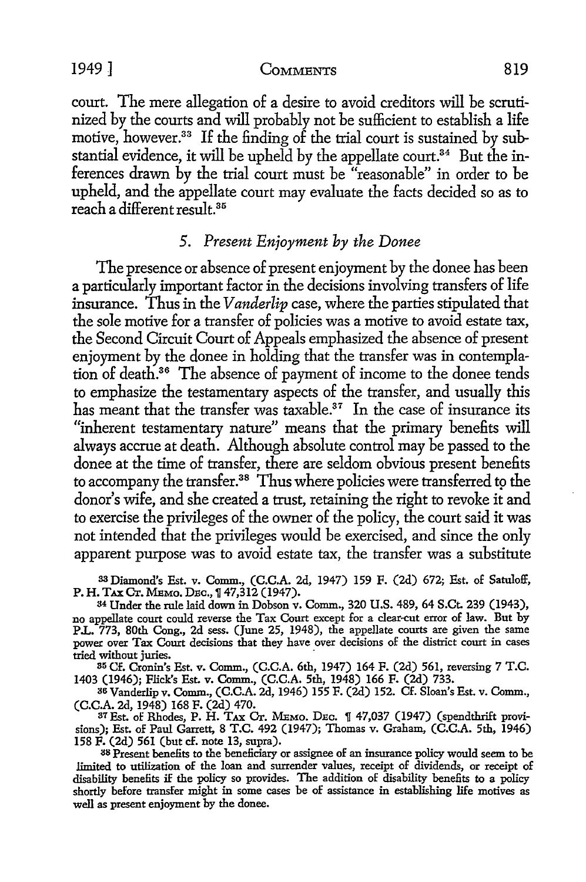court. The mere allegation of a desire to avoid creditors will be scrutinized by the courts and will probably not be sufficient to establish a life motive, however.[33] If the finding of the trial court is sustained by substantial evidence, it will be upheld by the appellate court.[34] But the inferences drawn by the trial court must be "reasonable" in order to be upheld, and the appellate court may evaluate the facts decided so as to reach a different result.[35]

### *5. Present Enjoyment by the Donee*

The presence or absence of present enjoyment by the donee has been a particularly important factor in the decisions involving transfers of life insurance. Thus in the *Vanderlip* case, where the parties stipulated that the sole motive for a transfer of policies was a motive to avoid estate tax, the Second Circuit Court of Appeals emphasized the absence of present enjoyment by the donee in holding that the transfer was in contemplation of death.[36] The absence of payment of income to the donee tends to emphasize the testamentary aspects of the transfer, and usually this has meant that the transfer was taxable.[37] In the case of insurance its "inherent testamentary nature" means that the primary benefits will always accrue at death. Although absolute control may be passed to the donee at the time of transfer, there are seldom obvious present benefits to accompany the transfer.[38] Thus where policies were transferred to the donor's wife, and she created a trust, retaining the right to revoke it and to exercise the privileges of the owner of the policy, the court said it was not intended that the privileges would be exercised, and since the only apparent purpose was to avoid estate tax, the transfer was a substitute

[33] Diamond's Est. v. Comm., (C.C.A. 2d, 1947) 159 F. (2d) 672; Est. of Satuloff, P. H. TAX CT. MEMO. DEC., ¶ 47,312 (1947).

[34] Under the rule laid down in Dobson v. Comm., 320 U.S. 489, 64 S.Ct. 239 (1943), no appellate court could reverse the Tax Court except for a clear-cut error of law. But by P.L. 773, 80th Cong., 2d sess. (June 25, 1948), the appellate courts are given the same power over Tax Court decisions that they have over decisions of the district court in cases tried without juries.

[35] Cf. Cronin's Est. v. Comm., (C.C.A. 6th, 1947) 164 F. (2d) 561, reversing 7 T.C. 1403 (1946); Flick's Est. v. Comm., (C.C.A. 5th, 1948) 166 F. (2d) 733.

[36] Vanderlip v. Comm., (C.C.A. 2d, 1946) 155 F. (2d) 152. Cf. Sloan's Est. v. Comm., (C.C.A. 2d, 1948) 168 F. (2d) 470.

[37] Est. of Rhodes, P. H. TAX CT. MEMO. DEC. ¶ 47,037 (1947) (spendthrift provisions); Est. of Paul Garrett, 8 T.C. 492 (1947); Thomas v. Graham, (C.C.A. 5th, 1946) 158 F. (2d) 561 (but cf. note 13, supra).

[38] Present benefits to the beneficiary or assignee of an insurance policy would seem to be limited to utilization of the loan and surrender values, receipt of dividends, or receipt of disability benefits if the policy so provides. The addition of disability benefits to a policy shortly before transfer might in some cases be of assistance in establishing life motives as well as present enjoyment by the donee.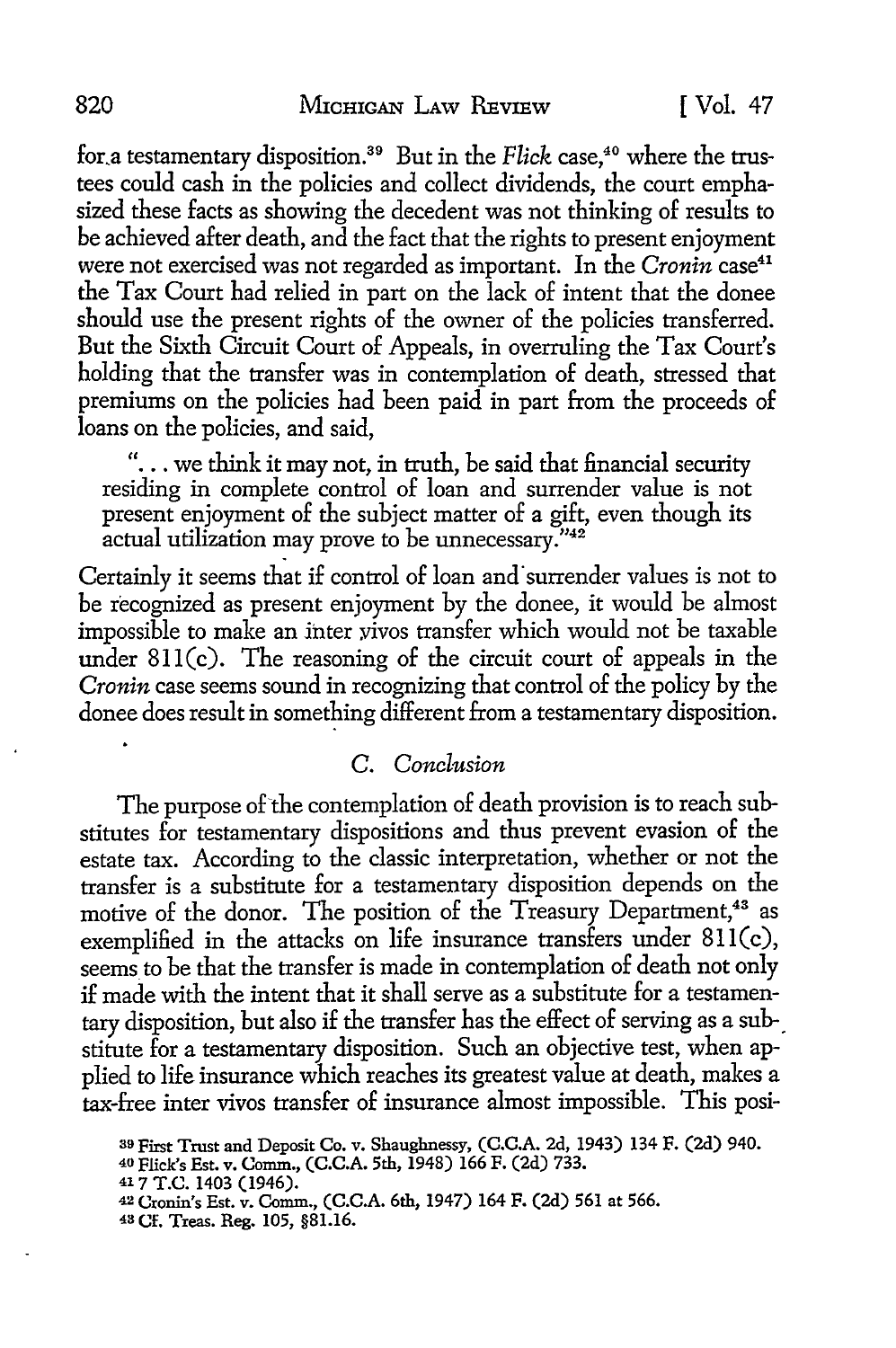for a testamentary disposition.[39] But in the *Flick* case,[40] where the trustees could cash in the policies and collect dividends, the court emphasized these facts as showing the decedent was not thinking of results to be achieved after death, and the fact that the rights to present enjoyment were not exercised was not regarded as important. In the *Cronin* case[41] the Tax Court had relied in part on the lack of intent that the donee should use the present rights of the owner of the policies transferred. But the Sixth Circuit Court of Appeals, in overruling the Tax Court's holding that the transfer was in contemplation of death, stressed that premiums on the policies had been paid in part from the proceeds of loans on the policies, and said,

> ". . . we think it may not, in truth, be said that financial security residing in complete control of loan and surrender value is not present enjoyment of the subject matter of a gift, even though its actual utilization may prove to be unnecessary."[42]

Certainly it seems that if control of loan and surrender values is not to be recognized as present enjoyment by the donee, it would be almost impossible to make an inter vivos transfer which would not be taxable under 811(c). The reasoning of the circuit court of appeals in the *Cronin* case seems sound in recognizing that control of the policy by the donee does result in something different from a testamentary disposition.

### C. *Conclusion*

The purpose of the contemplation of death provision is to reach substitutes for testamentary dispositions and thus prevent evasion of the estate tax. According to the classic interpretation, whether or not the transfer is a substitute for a testamentary disposition depends on the motive of the donor. The position of the Treasury Department,[43] as exemplified in the attacks on life insurance transfers under 811(c), seems to be that the transfer is made in contemplation of death not only if made with the intent that it shall serve as a substitute for a testamentary disposition, but also if the transfer has the effect of serving as a substitute for a testamentary disposition. Such an objective test, when applied to life insurance which reaches its greatest value at death, makes a tax-free inter vivos transfer of insurance almost impossible. This posi-

---

[39] First Trust and Deposit Co. v. Shaughnessy, (C.C.A. 2d, 1943) 134 F. (2d) 940.

[40] Flick's Est. v. Comm., (C.C.A. 5th, 1948) 166 F. (2d) 733.

[41] 7 T.C. 1403 (1946).

[42] Cronin's Est. v. Comm., (C.C.A. 6th, 1947) 164 F. (2d) 561 at 566.

[43] Cf. Treas. Reg. 105, §81.16.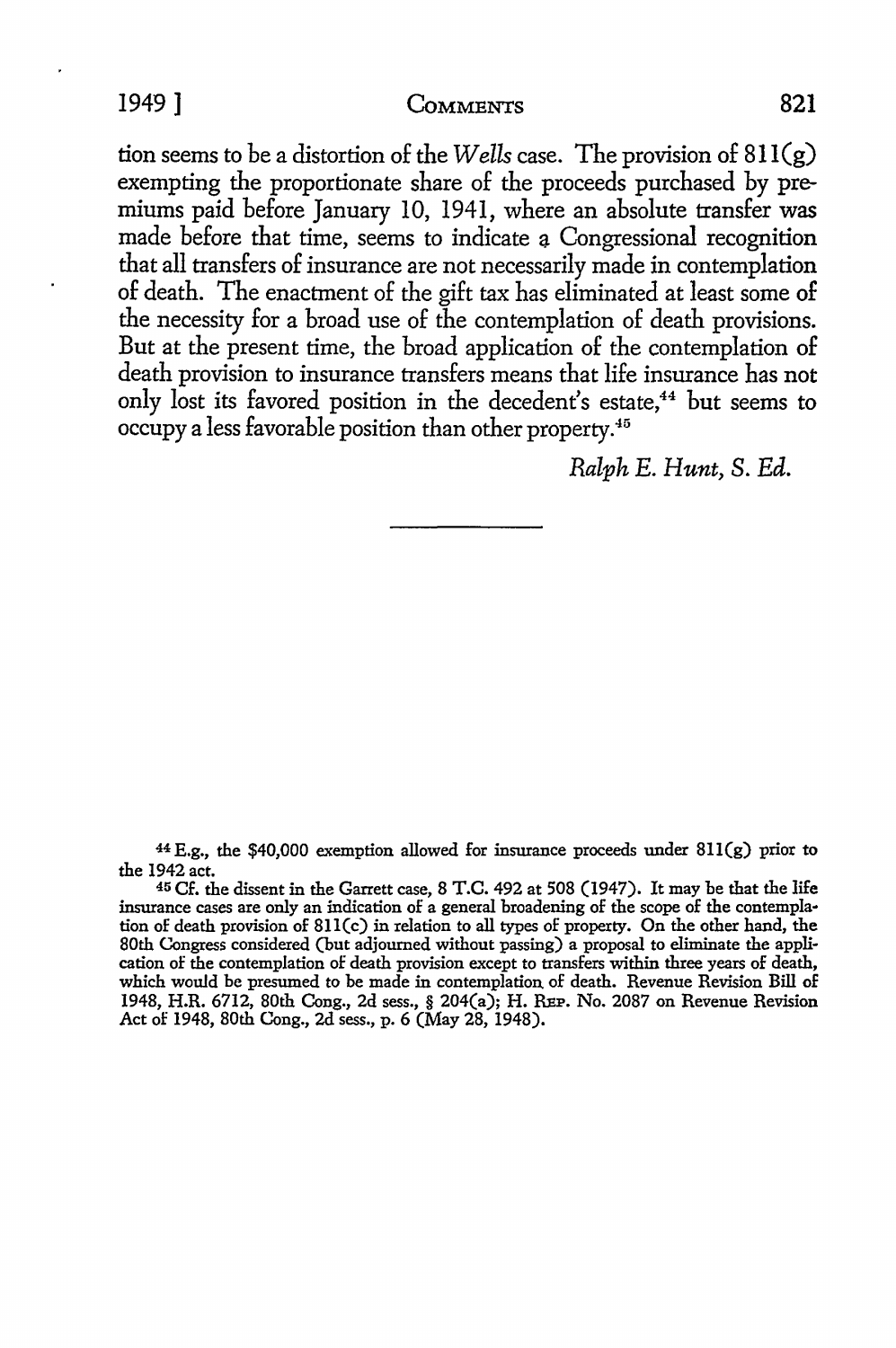tion seems to be a distortion of the *Wells* case. The provision of 811(g) exempting the proportionate share of the proceeds purchased by premiums paid before January 10, 1941, where an absolute transfer was made before that time, seems to indicate a Congressional recognition that all transfers of insurance are not necessarily made in contemplation of death. The enactment of the gift tax has eliminated at least some of the necessity for a broad use of the contemplation of death provisions. But at the present time, the broad application of the contemplation of death provision to insurance transfers means that life insurance has not only lost its favored position in the decedent's estate,[44] but seems to occupy a less favorable position than other property.[45]

*Ralph E. Hunt, S. Ed.*

---

[44] E.g., the $40,000 exemption allowed for insurance proceeds under 811(g) prior to the 1942 act.

[45] Cf. the dissent in the Garrett case, 8 T.C. 492 at 508 (1947). It may be that the life insurance cases are only an indication of a general broadening of the scope of the contemplation of death provision of 811(c) in relation to all types of property. On the other hand, the 80th Congress considered (but adjourned without passing) a proposal to eliminate the application of the contemplation of death provision except to transfers within three years of death, which would be presumed to be made in contemplation of death. Revenue Revision Bill of 1948, H.R. 6712, 80th Cong., 2d sess., § 204(a); H. Rep. No. 2087 on Revenue Revision Act of 1948, 80th Cong., 2d sess., p. 6 (May 28, 1948).